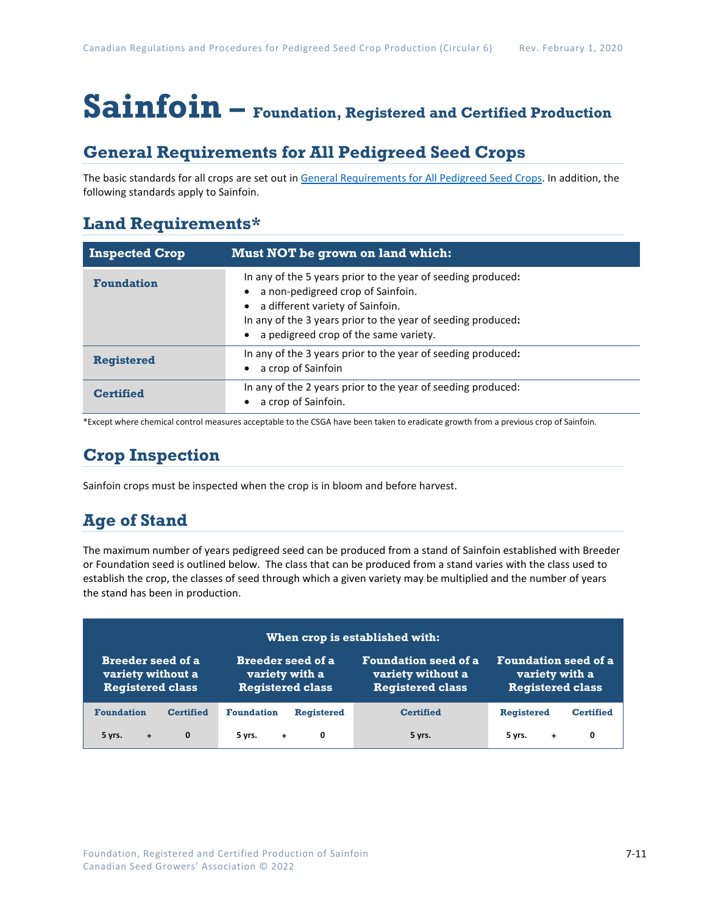# Sainfoin – Foundation, Registered and Certified Production

## General Requirements for All Pedigreed Seed Crops

The basic standards for all crops are set out in [General Requirements for All Pedigreed Seed Crops](). In addition, the following standards apply to Sainfoin.

## Land Requirements*

| Inspected Crop | Must NOT be grown on land which: |
|---|---|
| **Foundation** | In any of the 5 years prior to the year of seeding produced:<br>• a non-pedigreed crop of Sainfoin.<br>• a different variety of Sainfoin.<br>In any of the 3 years prior to the year of seeding produced:<br>• a pedigreed crop of the same variety. |
| **Registered** | In any of the 3 years prior to the year of seeding produced:<br>• a crop of Sainfoin |
| **Certified** | In any of the 2 years prior to the year of seeding produced:<br>• a crop of Sainfoin. |

*Except where chemical control measures acceptable to the CSGA have been taken to eradicate growth from a previous crop of Sainfoin.

## Crop Inspection

Sainfoin crops must be inspected when the crop is in bloom and before harvest.

## Age of Stand

The maximum number of years pedigreed seed can be produced from a stand of Sainfoin established with Breeder or Foundation seed is outlined below. The class that can be produced from a stand varies with the class used to establish the crop, the classes of seed through which a given variety may be multiplied and the number of years the stand has been in production.

| When crop is established with: | | | | | | |
|---|---|---|---|---|---|---|
| **Breeder seed of a variety without a Registered class** | | **Breeder seed of a variety with a Registered class** | | **Foundation seed of a variety without a Registered class** | **Foundation seed of a variety with a Registered class** | |
| **Foundation** | **Certified** | **Foundation** | **Registered** | **Certified** | **Registered** | **Certified** |
| 5 yrs. + | 0 | 5 yrs. + | 0 | 5 yrs. | 5 yrs. + | 0 |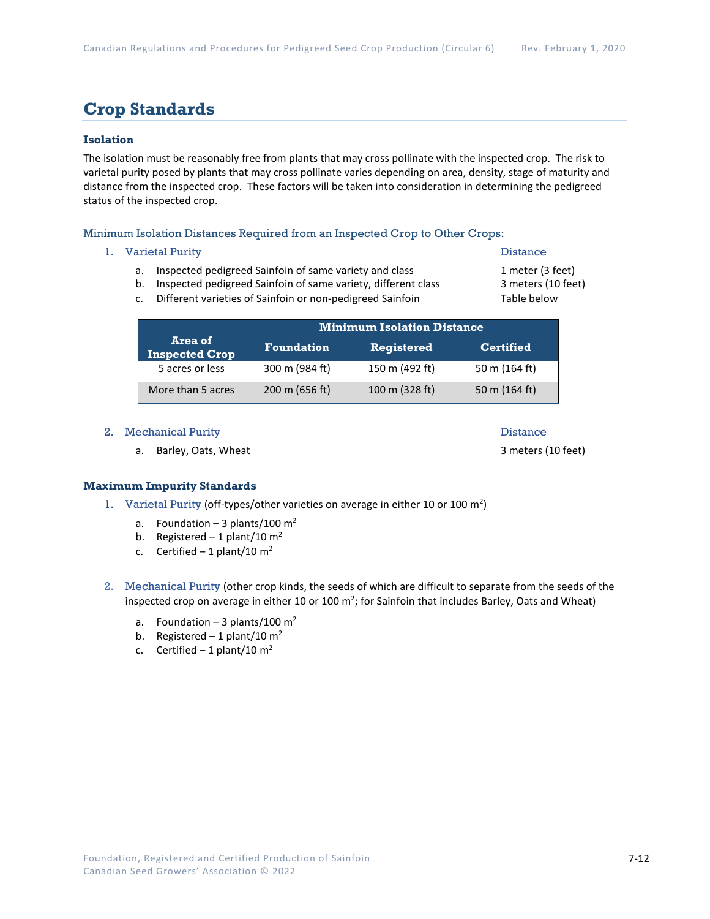## Crop Standards

### Isolation

The isolation must be reasonably free from plants that may cross pollinate with the inspected crop. The risk to varietal purity posed by plants that may cross pollinate varies depending on area, density, stage of maturity and distance from the inspected crop. These factors will be taken into consideration in determining the pedigreed status of the inspected crop.

#### Minimum Isolation Distances Required from an Inspected Crop to Other Crops:

1. Varietal Purity — Distance
   a. Inspected pedigreed Sainfoin of same variety and class — 1 meter (3 feet)
   b. Inspected pedigreed Sainfoin of same variety, different class — 3 meters (10 feet)
   c. Different varieties of Sainfoin or non-pedigreed Sainfoin — Table below

| Area of Inspected Crop | Minimum Isolation Distance | | |
|---|---|---|---|
| | Foundation | Registered | Certified |
| 5 acres or less | 300 m (984 ft) | 150 m (492 ft) | 50 m (164 ft) |
| More than 5 acres | 200 m (656 ft) | 100 m (328 ft) | 50 m (164 ft) |

2. Mechanical Purity — Distance
   a. Barley, Oats, Wheat — 3 meters (10 feet)

### Maximum Impurity Standards

1. Varietal Purity (off-types/other varieties on average in either 10 or 100 $m^2$)
   a. Foundation – 3 plants/100 $m^2$
   b. Registered – 1 plant/10 $m^2$
   c. Certified – 1 plant/10 $m^2$

2. Mechanical Purity (other crop kinds, the seeds of which are difficult to separate from the seeds of the inspected crop on average in either 10 or 100 $m^2$; for Sainfoin that includes Barley, Oats and Wheat)
   a. Foundation – 3 plants/100 $m^2$
   b. Registered – 1 plant/10 $m^2$
   c. Certified – 1 plant/10 $m^2$